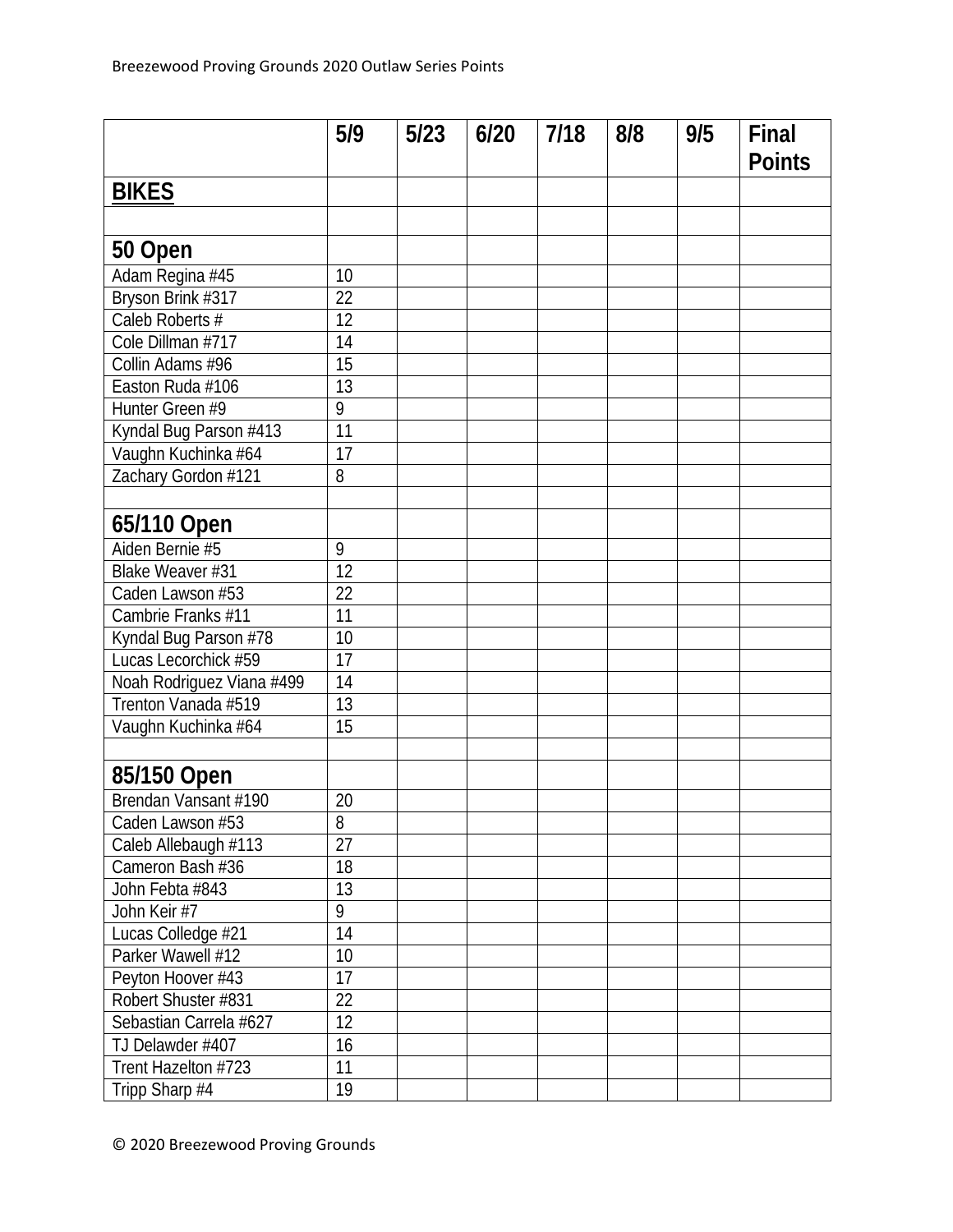Breezewood Proving Grounds 2020 Outlaw Series Points

| | 5/9 | 5/23 | 6/20 | 7/18 | 8/8 | 9/5 | Final Points |
|---|---|---|---|---|---|---|---|
| **BIKES** | | | | | | | |
| | | | | | | | |
| **50 Open** | | | | | | | |
| Adam Regina #45 | 10 | | | | | | |
| Bryson Brink #317 | 22 | | | | | | |
| Caleb Roberts # | 12 | | | | | | |
| Cole Dillman #717 | 14 | | | | | | |
| Collin Adams #96 | 15 | | | | | | |
| Easton Ruda #106 | 13 | | | | | | |
| Hunter Green #9 | 9 | | | | | | |
| Kyndal Bug Parson #413 | 11 | | | | | | |
| Vaughn Kuchinka #64 | 17 | | | | | | |
| Zachary Gordon #121 | 8 | | | | | | |
| | | | | | | | |
| **65/110 Open** | | | | | | | |
| Aiden Bernie #5 | 9 | | | | | | |
| Blake Weaver #31 | 12 | | | | | | |
| Caden Lawson #53 | 22 | | | | | | |
| Cambrie Franks #11 | 11 | | | | | | |
| Kyndal Bug Parson #78 | 10 | | | | | | |
| Lucas Lecorchick #59 | 17 | | | | | | |
| Noah Rodriguez Viana #499 | 14 | | | | | | |
| Trenton Vanada #519 | 13 | | | | | | |
| Vaughn Kuchinka #64 | 15 | | | | | | |
| | | | | | | | |
| **85/150 Open** | | | | | | | |
| Brendan Vansant #190 | 20 | | | | | | |
| Caden Lawson #53 | 8 | | | | | | |
| Caleb Allebaugh #113 | 27 | | | | | | |
| Cameron Bash #36 | 18 | | | | | | |
| John Febta #843 | 13 | | | | | | |
| John Keir #7 | 9 | | | | | | |
| Lucas Colledge #21 | 14 | | | | | | |
| Parker Wawell #12 | 10 | | | | | | |
| Peyton Hoover #43 | 17 | | | | | | |
| Robert Shuster #831 | 22 | | | | | | |
| Sebastian Carrela #627 | 12 | | | | | | |
| TJ Delawder #407 | 16 | | | | | | |
| Trent Hazelton #723 | 11 | | | | | | |
| Tripp Sharp #4 | 19 | | | | | | |

© 2020 Breezewood Proving Grounds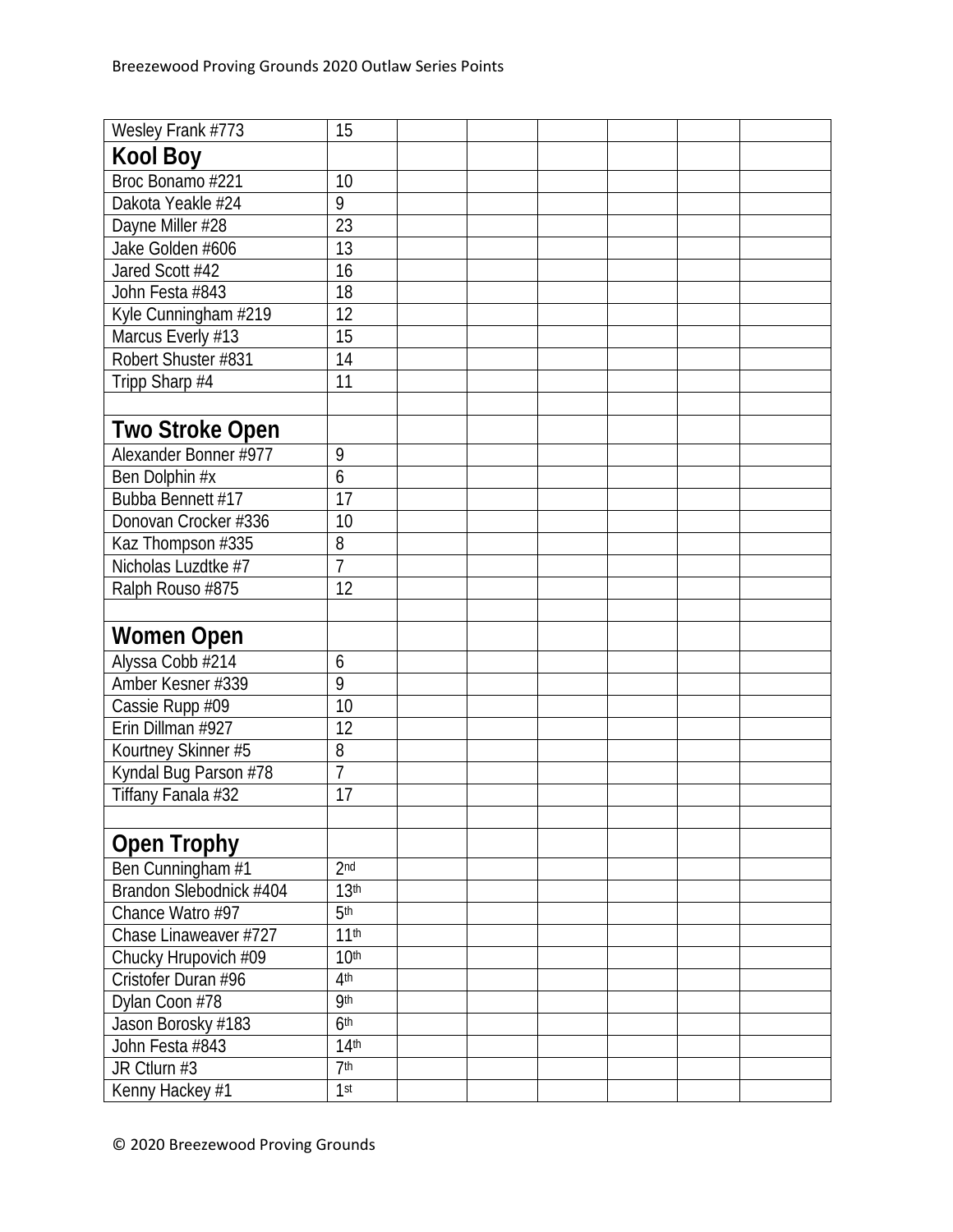| | | | | | | | |
|---|---|---|---|---|---|---|---|
| Wesley Frank #773 | 15 | | | | | | |
| **Kool Boy** | | | | | | | |
| Broc Bonamo #221 | 10 | | | | | | |
| Dakota Yeakle #24 | 9 | | | | | | |
| Dayne Miller #28 | 23 | | | | | | |
| Jake Golden #606 | 13 | | | | | | |
| Jared Scott #42 | 16 | | | | | | |
| John Festa #843 | 18 | | | | | | |
| Kyle Cunningham #219 | 12 | | | | | | |
| Marcus Everly #13 | 15 | | | | | | |
| Robert Shuster #831 | 14 | | | | | | |
| Tripp Sharp #4 | 11 | | | | | | |
| | | | | | | | |
| **Two Stroke Open** | | | | | | | |
| Alexander Bonner #977 | 9 | | | | | | |
| Ben Dolphin #x | 6 | | | | | | |
| Bubba Bennett #17 | 17 | | | | | | |
| Donovan Crocker #336 | 10 | | | | | | |
| Kaz Thompson #335 | 8 | | | | | | |
| Nicholas Luzdtke #7 | 7 | | | | | | |
| Ralph Rouso #875 | 12 | | | | | | |
| | | | | | | | |
| **Women Open** | | | | | | | |
| Alyssa Cobb #214 | 6 | | | | | | |
| Amber Kesner #339 | 9 | | | | | | |
| Cassie Rupp #09 | 10 | | | | | | |
| Erin Dillman #927 | 12 | | | | | | |
| Kourtney Skinner #5 | 8 | | | | | | |
| Kyndal Bug Parson #78 | 7 | | | | | | |
| Tiffany Fanala #32 | 17 | | | | | | |
| | | | | | | | |
| **Open Trophy** | | | | | | | |
| Ben Cunningham #1 | 2nd | | | | | | |
| Brandon Slebodnick #404 | 13th | | | | | | |
| Chance Watro #97 | 5th | | | | | | |
| Chase Linaweaver #727 | 11th | | | | | | |
| Chucky Hrupovich #09 | 10th | | | | | | |
| Cristofer Duran #96 | 4th | | | | | | |
| Dylan Coon #78 | 9th | | | | | | |
| Jason Borosky #183 | 6th | | | | | | |
| John Festa #843 | 14th | | | | | | |
| JR Ctlurn #3 | 7th | | | | | | |
| Kenny Hackey #1 | 1st | | | | | | |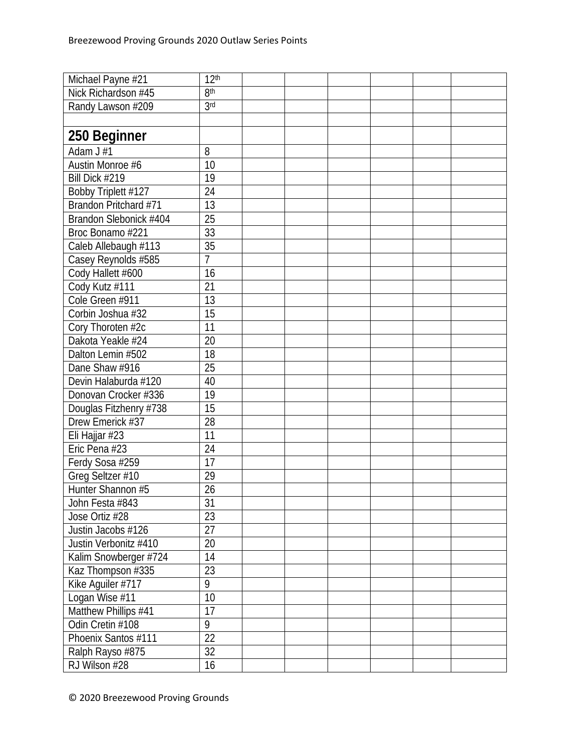| | | | | | | | |
|---|---|---|---|---|---|---|---|
| Michael Payne #21 | 12th | | | | | | |
| Nick Richardson #45 | 8th | | | | | | |
| Randy Lawson #209 | 3rd | | | | | | |
| | | | | | | | |
| **250 Beginner** | | | | | | | |
| Adam J #1 | 8 | | | | | | |
| Austin Monroe #6 | 10 | | | | | | |
| Bill Dick #219 | 19 | | | | | | |
| Bobby Triplett #127 | 24 | | | | | | |
| Brandon Pritchard #71 | 13 | | | | | | |
| Brandon Slebonick #404 | 25 | | | | | | |
| Broc Bonamo #221 | 33 | | | | | | |
| Caleb Allebaugh #113 | 35 | | | | | | |
| Casey Reynolds #585 | 7 | | | | | | |
| Cody Hallett #600 | 16 | | | | | | |
| Cody Kutz #111 | 21 | | | | | | |
| Cole Green #911 | 13 | | | | | | |
| Corbin Joshua #32 | 15 | | | | | | |
| Cory Thoroten #2c | 11 | | | | | | |
| Dakota Yeakle #24 | 20 | | | | | | |
| Dalton Lemin #502 | 18 | | | | | | |
| Dane Shaw #916 | 25 | | | | | | |
| Devin Halaburda #120 | 40 | | | | | | |
| Donovan Crocker #336 | 19 | | | | | | |
| Douglas Fitzhenry #738 | 15 | | | | | | |
| Drew Emerick #37 | 28 | | | | | | |
| Eli Hajjar #23 | 11 | | | | | | |
| Eric Pena #23 | 24 | | | | | | |
| Ferdy Sosa #259 | 17 | | | | | | |
| Greg Seltzer #10 | 29 | | | | | | |
| Hunter Shannon #5 | 26 | | | | | | |
| John Festa #843 | 31 | | | | | | |
| Jose Ortiz #28 | 23 | | | | | | |
| Justin Jacobs #126 | 27 | | | | | | |
| Justin Verbonitz #410 | 20 | | | | | | |
| Kalim Snowberger #724 | 14 | | | | | | |
| Kaz Thompson #335 | 23 | | | | | | |
| Kike Aguiler #717 | 9 | | | | | | |
| Logan Wise #11 | 10 | | | | | | |
| Matthew Phillips #41 | 17 | | | | | | |
| Odin Cretin #108 | 9 | | | | | | |
| Phoenix Santos #111 | 22 | | | | | | |
| Ralph Rayso #875 | 32 | | | | | | |
| RJ Wilson #28 | 16 | | | | | | |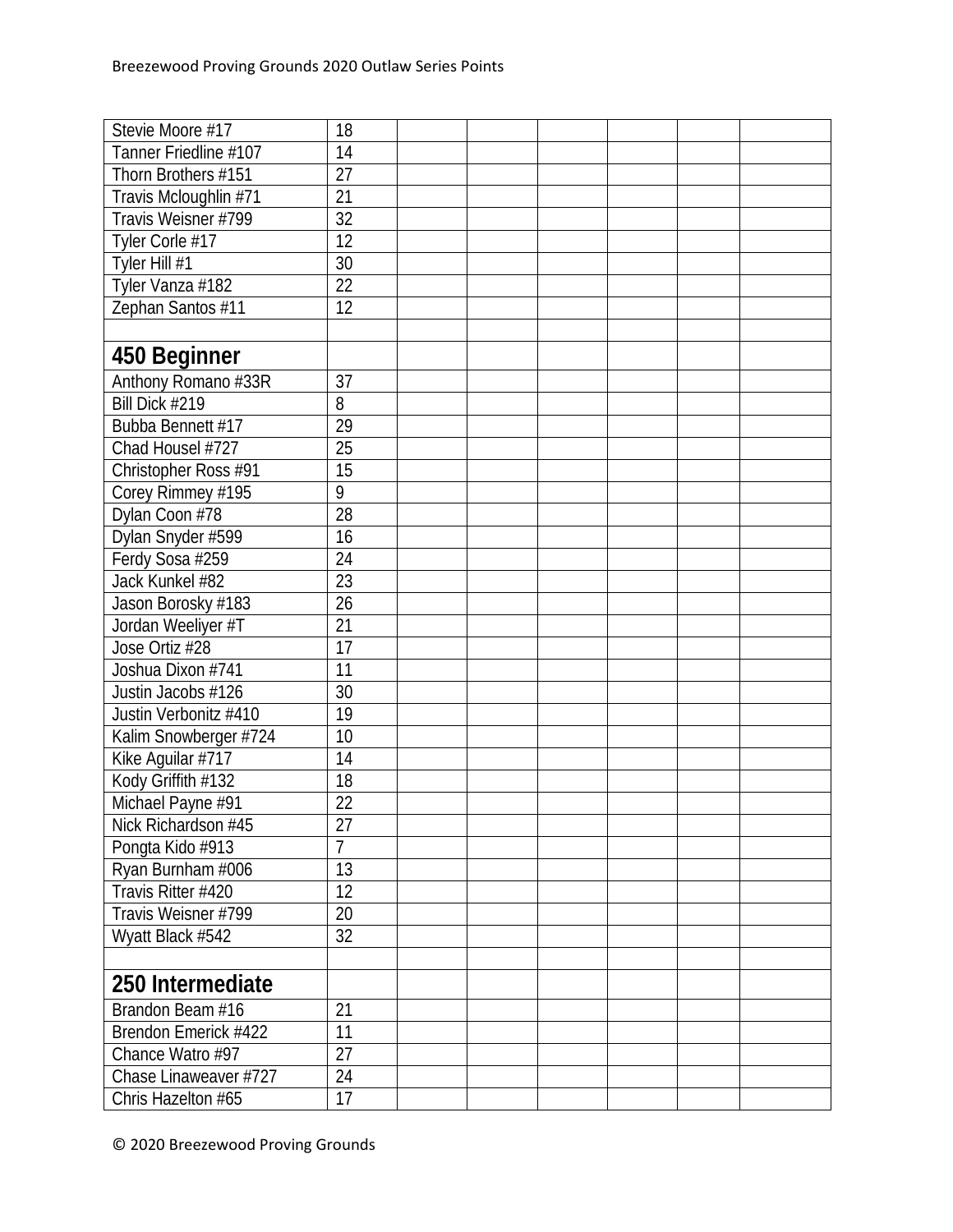| | | | | | | | |
|---|---|---|---|---|---|---|---|
| Stevie Moore #17 | 18 | | | | | | |
| Tanner Friedline #107 | 14 | | | | | | |
| Thorn Brothers #151 | 27 | | | | | | |
| Travis Mcloughlin #71 | 21 | | | | | | |
| Travis Weisner #799 | 32 | | | | | | |
| Tyler Corle #17 | 12 | | | | | | |
| Tyler Hill #1 | 30 | | | | | | |
| Tyler Vanza #182 | 22 | | | | | | |
| Zephan Santos #11 | 12 | | | | | | |
| | | | | | | | |
| **450 Beginner** | | | | | | | |
| Anthony Romano #33R | 37 | | | | | | |
| Bill Dick #219 | 8 | | | | | | |
| Bubba Bennett #17 | 29 | | | | | | |
| Chad Housel #727 | 25 | | | | | | |
| Christopher Ross #91 | 15 | | | | | | |
| Corey Rimmey #195 | 9 | | | | | | |
| Dylan Coon #78 | 28 | | | | | | |
| Dylan Snyder #599 | 16 | | | | | | |
| Ferdy Sosa #259 | 24 | | | | | | |
| Jack Kunkel #82 | 23 | | | | | | |
| Jason Borosky #183 | 26 | | | | | | |
| Jordan Weeliyer #T | 21 | | | | | | |
| Jose Ortiz #28 | 17 | | | | | | |
| Joshua Dixon #741 | 11 | | | | | | |
| Justin Jacobs #126 | 30 | | | | | | |
| Justin Verbonitz #410 | 19 | | | | | | |
| Kalim Snowberger #724 | 10 | | | | | | |
| Kike Aguilar #717 | 14 | | | | | | |
| Kody Griffith #132 | 18 | | | | | | |
| Michael Payne #91 | 22 | | | | | | |
| Nick Richardson #45 | 27 | | | | | | |
| Pongta Kido #913 | 7 | | | | | | |
| Ryan Burnham #006 | 13 | | | | | | |
| Travis Ritter #420 | 12 | | | | | | |
| Travis Weisner #799 | 20 | | | | | | |
| Wyatt Black #542 | 32 | | | | | | |
| | | | | | | | |
| **250 Intermediate** | | | | | | | |
| Brandon Beam #16 | 21 | | | | | | |
| Brendon Emerick #422 | 11 | | | | | | |
| Chance Watro #97 | 27 | | | | | | |
| Chase Linaweaver #727 | 24 | | | | | | |
| Chris Hazelton #65 | 17 | | | | | | |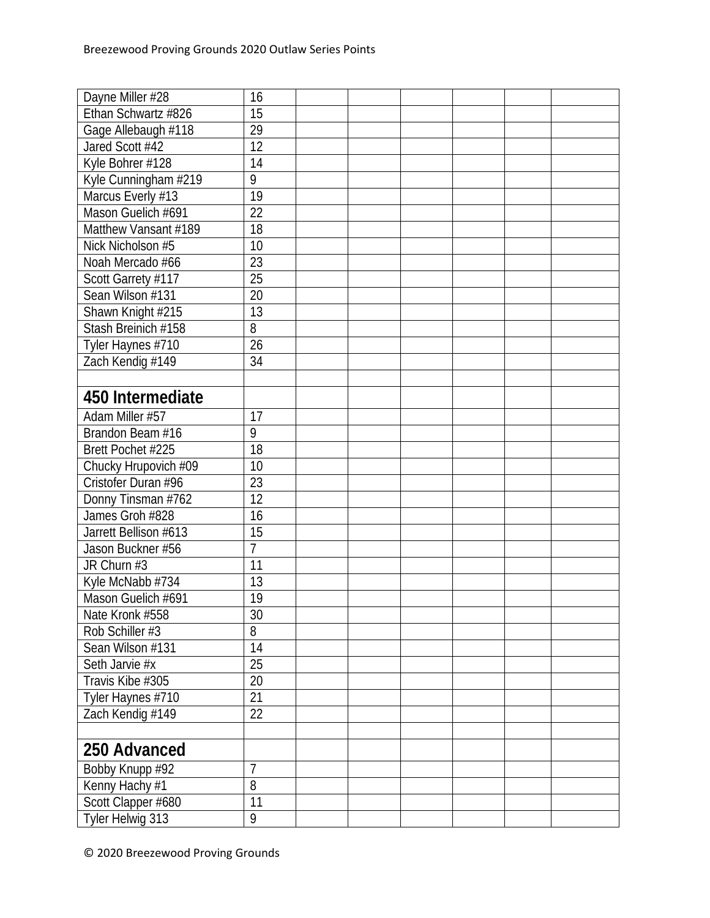| | | | | | | | |
|---|---|---|---|---|---|---|---|
| Dayne Miller #28 | 16 | | | | | | |
| Ethan Schwartz #826 | 15 | | | | | | |
| Gage Allebaugh #118 | 29 | | | | | | |
| Jared Scott #42 | 12 | | | | | | |
| Kyle Bohrer #128 | 14 | | | | | | |
| Kyle Cunningham #219 | 9 | | | | | | |
| Marcus Everly #13 | 19 | | | | | | |
| Mason Guelich #691 | 22 | | | | | | |
| Matthew Vansant #189 | 18 | | | | | | |
| Nick Nicholson #5 | 10 | | | | | | |
| Noah Mercado #66 | 23 | | | | | | |
| Scott Garrety #117 | 25 | | | | | | |
| Sean Wilson #131 | 20 | | | | | | |
| Shawn Knight #215 | 13 | | | | | | |
| Stash Breinich #158 | 8 | | | | | | |
| Tyler Haynes #710 | 26 | | | | | | |
| Zach Kendig #149 | 34 | | | | | | |
| | | | | | | | |
| **450 Intermediate** | | | | | | | |
| Adam Miller #57 | 17 | | | | | | |
| Brandon Beam #16 | 9 | | | | | | |
| Brett Pochet #225 | 18 | | | | | | |
| Chucky Hrupovich #09 | 10 | | | | | | |
| Cristofer Duran #96 | 23 | | | | | | |
| Donny Tinsman #762 | 12 | | | | | | |
| James Groh #828 | 16 | | | | | | |
| Jarrett Bellison #613 | 15 | | | | | | |
| Jason Buckner #56 | 7 | | | | | | |
| JR Churn #3 | 11 | | | | | | |
| Kyle McNabb #734 | 13 | | | | | | |
| Mason Guelich #691 | 19 | | | | | | |
| Nate Kronk #558 | 30 | | | | | | |
| Rob Schiller #3 | 8 | | | | | | |
| Sean Wilson #131 | 14 | | | | | | |
| Seth Jarvie #x | 25 | | | | | | |
| Travis Kibe #305 | 20 | | | | | | |
| Tyler Haynes #710 | 21 | | | | | | |
| Zach Kendig #149 | 22 | | | | | | |
| | | | | | | | |
| **250 Advanced** | | | | | | | |
| Bobby Knupp #92 | 7 | | | | | | |
| Kenny Hachy #1 | 8 | | | | | | |
| Scott Clapper #680 | 11 | | | | | | |
| Tyler Helwig 313 | 9 | | | | | | |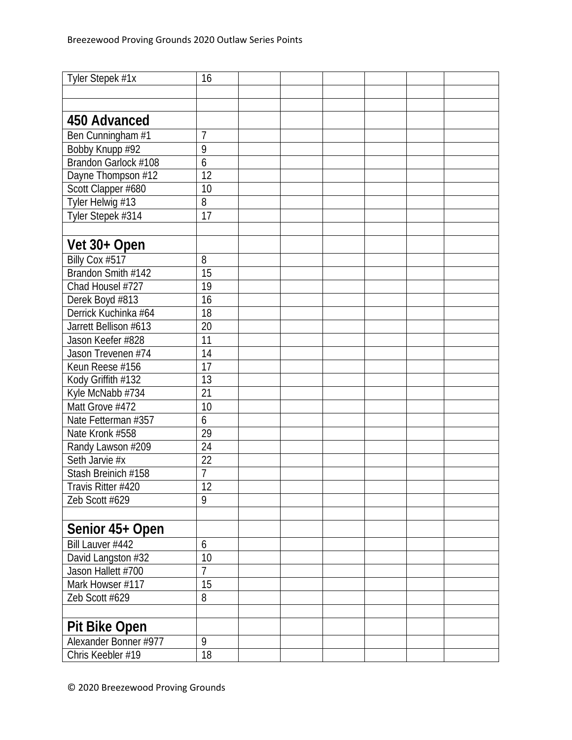| | | | | | | | |
|---|---|---|---|---|---|---|---|
| Tyler Stepek #1x | 16 | | | | | | |
| | | | | | | | |
| | | | | | | | |
| **450 Advanced** | | | | | | | |
| Ben Cunningham #1 | 7 | | | | | | |
| Bobby Knupp #92 | 9 | | | | | | |
| Brandon Garlock #108 | 6 | | | | | | |
| Dayne Thompson #12 | 12 | | | | | | |
| Scott Clapper #680 | 10 | | | | | | |
| Tyler Helwig #13 | 8 | | | | | | |
| Tyler Stepek #314 | 17 | | | | | | |
| | | | | | | | |
| **Vet 30+ Open** | | | | | | | |
| Billy Cox #517 | 8 | | | | | | |
| Brandon Smith #142 | 15 | | | | | | |
| Chad Housel #727 | 19 | | | | | | |
| Derek Boyd #813 | 16 | | | | | | |
| Derrick Kuchinka #64 | 18 | | | | | | |
| Jarrett Bellison #613 | 20 | | | | | | |
| Jason Keefer #828 | 11 | | | | | | |
| Jason Trevenen #74 | 14 | | | | | | |
| Keun Reese #156 | 17 | | | | | | |
| Kody Griffith #132 | 13 | | | | | | |
| Kyle McNabb #734 | 21 | | | | | | |
| Matt Grove #472 | 10 | | | | | | |
| Nate Fetterman #357 | 6 | | | | | | |
| Nate Kronk #558 | 29 | | | | | | |
| Randy Lawson #209 | 24 | | | | | | |
| Seth Jarvie #x | 22 | | | | | | |
| Stash Breinich #158 | 7 | | | | | | |
| Travis Ritter #420 | 12 | | | | | | |
| Zeb Scott #629 | 9 | | | | | | |
| | | | | | | | |
| **Senior 45+ Open** | | | | | | | |
| Bill Lauver #442 | 6 | | | | | | |
| David Langston #32 | 10 | | | | | | |
| Jason Hallett #700 | 7 | | | | | | |
| Mark Howser #117 | 15 | | | | | | |
| Zeb Scott #629 | 8 | | | | | | |
| | | | | | | | |
| **Pit Bike Open** | | | | | | | |
| Alexander Bonner #977 | 9 | | | | | | |
| Chris Keebler #19 | 18 | | | | | | |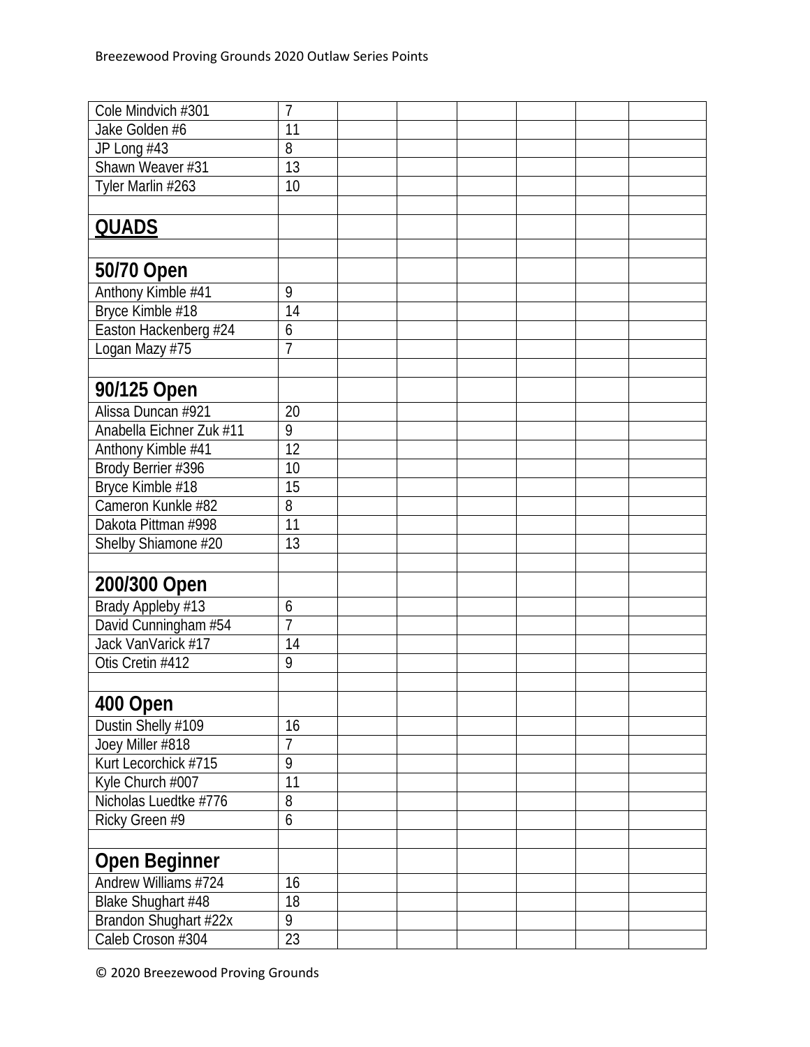| | | | | | | | |
|---|---|---|---|---|---|---|---|
| Cole Mindvich #301 | 7 | | | | | | |
| Jake Golden #6 | 11 | | | | | | |
| JP Long #43 | 8 | | | | | | |
| Shawn Weaver #31 | 13 | | | | | | |
| Tyler Marlin #263 | 10 | | | | | | |
| | | | | | | | |
| **QUADS** | | | | | | | |
| | | | | | | | |
| **50/70 Open** | | | | | | | |
| Anthony Kimble #41 | 9 | | | | | | |
| Bryce Kimble #18 | 14 | | | | | | |
| Easton Hackenberg #24 | 6 | | | | | | |
| Logan Mazy #75 | 7 | | | | | | |
| | | | | | | | |
| **90/125 Open** | | | | | | | |
| Alissa Duncan #921 | 20 | | | | | | |
| Anabella Eichner Zuk #11 | 9 | | | | | | |
| Anthony Kimble #41 | 12 | | | | | | |
| Brody Berrier #396 | 10 | | | | | | |
| Bryce Kimble #18 | 15 | | | | | | |
| Cameron Kunkle #82 | 8 | | | | | | |
| Dakota Pittman #998 | 11 | | | | | | |
| Shelby Shiamone #20 | 13 | | | | | | |
| | | | | | | | |
| **200/300 Open** | | | | | | | |
| Brady Appleby #13 | 6 | | | | | | |
| David Cunningham #54 | 7 | | | | | | |
| Jack VanVarick #17 | 14 | | | | | | |
| Otis Cretin #412 | 9 | | | | | | |
| | | | | | | | |
| **400 Open** | | | | | | | |
| Dustin Shelly #109 | 16 | | | | | | |
| Joey Miller #818 | 7 | | | | | | |
| Kurt Lecorchick #715 | 9 | | | | | | |
| Kyle Church #007 | 11 | | | | | | |
| Nicholas Luedtke #776 | 8 | | | | | | |
| Ricky Green #9 | 6 | | | | | | |
| | | | | | | | |
| **Open Beginner** | | | | | | | |
| Andrew Williams #724 | 16 | | | | | | |
| Blake Shughart #48 | 18 | | | | | | |
| Brandon Shughart #22x | 9 | | | | | | |
| Caleb Croson #304 | 23 | | | | | | |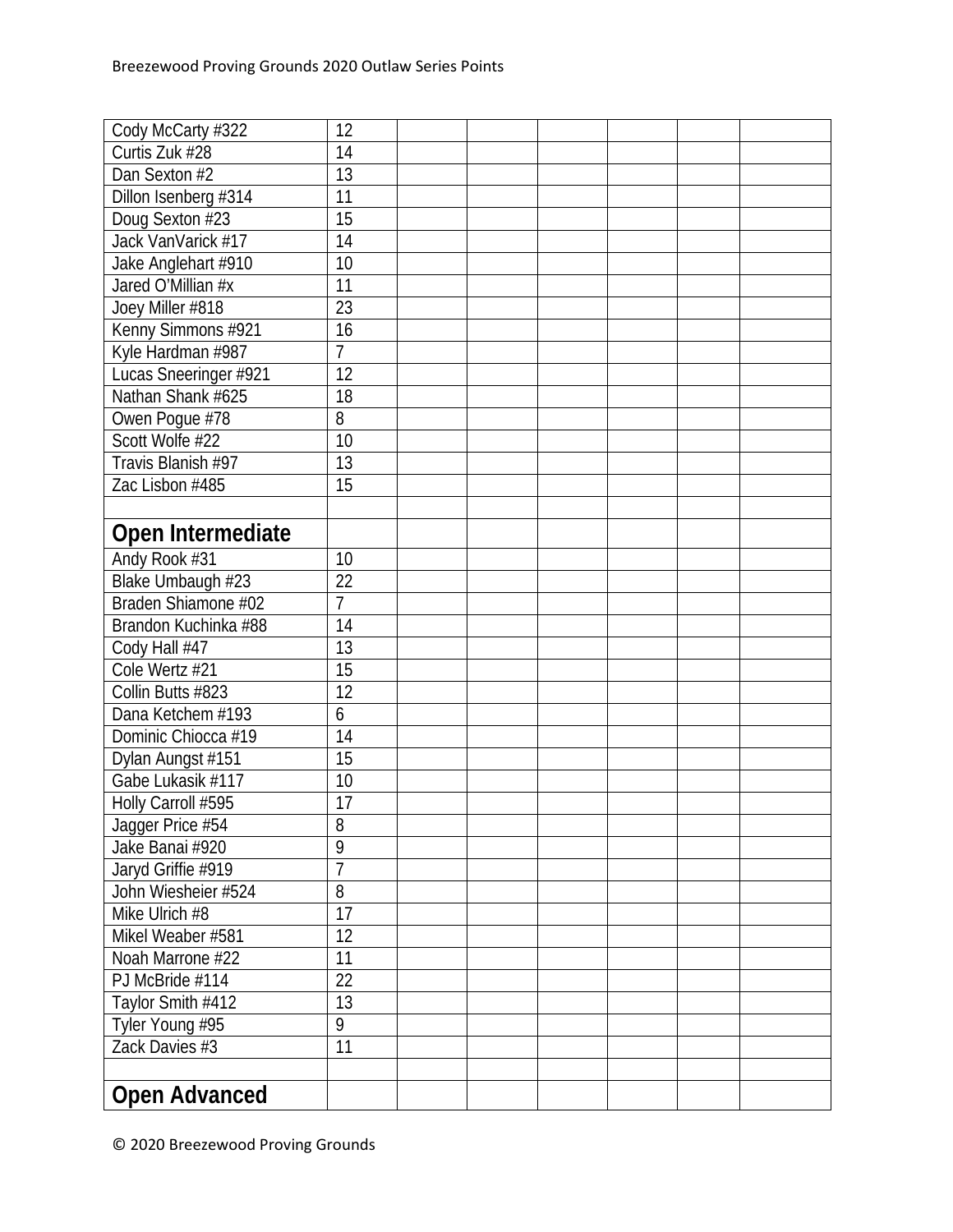| | | | | | | | |
|---|---|---|---|---|---|---|---|
| Cody McCarty #322 | 12 | | | | | | |
| Curtis Zuk #28 | 14 | | | | | | |
| Dan Sexton #2 | 13 | | | | | | |
| Dillon Isenberg #314 | 11 | | | | | | |
| Doug Sexton #23 | 15 | | | | | | |
| Jack VanVarick #17 | 14 | | | | | | |
| Jake Anglehart #910 | 10 | | | | | | |
| Jared O'Millian #x | 11 | | | | | | |
| Joey Miller #818 | 23 | | | | | | |
| Kenny Simmons #921 | 16 | | | | | | |
| Kyle Hardman #987 | 7 | | | | | | |
| Lucas Sneeringer #921 | 12 | | | | | | |
| Nathan Shank #625 | 18 | | | | | | |
| Owen Pogue #78 | 8 | | | | | | |
| Scott Wolfe #22 | 10 | | | | | | |
| Travis Blanish #97 | 13 | | | | | | |
| Zac Lisbon #485 | 15 | | | | | | |
| | | | | | | | |
| **Open Intermediate** | | | | | | | |
| Andy Rook #31 | 10 | | | | | | |
| Blake Umbaugh #23 | 22 | | | | | | |
| Braden Shiamone #02 | 7 | | | | | | |
| Brandon Kuchinka #88 | 14 | | | | | | |
| Cody Hall #47 | 13 | | | | | | |
| Cole Wertz #21 | 15 | | | | | | |
| Collin Butts #823 | 12 | | | | | | |
| Dana Ketchem #193 | 6 | | | | | | |
| Dominic Chiocca #19 | 14 | | | | | | |
| Dylan Aungst #151 | 15 | | | | | | |
| Gabe Lukasik #117 | 10 | | | | | | |
| Holly Carroll #595 | 17 | | | | | | |
| Jagger Price #54 | 8 | | | | | | |
| Jake Banai #920 | 9 | | | | | | |
| Jaryd Griffie #919 | 7 | | | | | | |
| John Wiesheier #524 | 8 | | | | | | |
| Mike Ulrich #8 | 17 | | | | | | |
| Mikel Weaber #581 | 12 | | | | | | |
| Noah Marrone #22 | 11 | | | | | | |
| PJ McBride #114 | 22 | | | | | | |
| Taylor Smith #412 | 13 | | | | | | |
| Tyler Young #95 | 9 | | | | | | |
| Zack Davies #3 | 11 | | | | | | |
| | | | | | | | |
| **Open Advanced** | | | | | | | |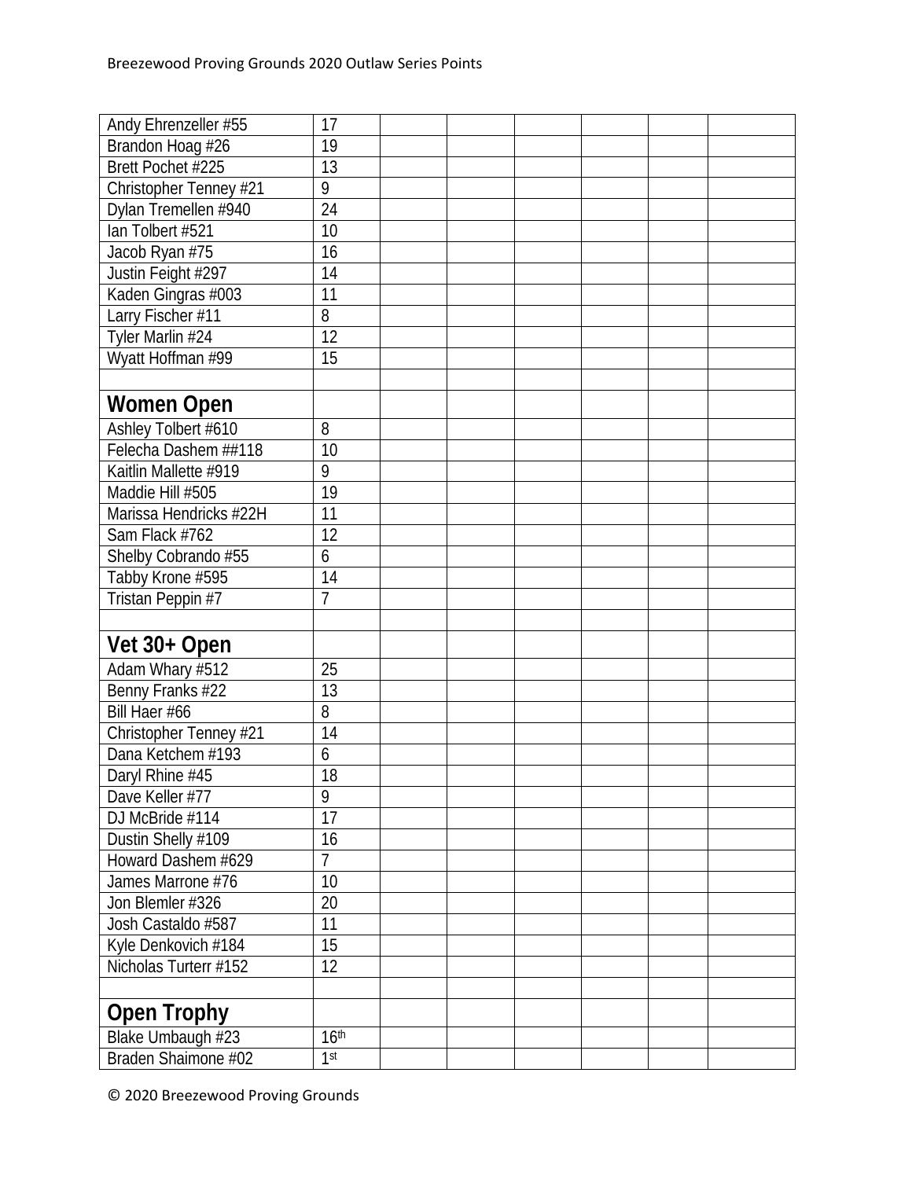| | | | | | | | |
|---|---|---|---|---|---|---|---|
| Andy Ehrenzeller #55 | 17 | | | | | | |
| Brandon Hoag #26 | 19 | | | | | | |
| Brett Pochet #225 | 13 | | | | | | |
| Christopher Tenney #21 | 9 | | | | | | |
| Dylan Tremellen #940 | 24 | | | | | | |
| Ian Tolbert #521 | 10 | | | | | | |
| Jacob Ryan #75 | 16 | | | | | | |
| Justin Feight #297 | 14 | | | | | | |
| Kaden Gingras #003 | 11 | | | | | | |
| Larry Fischer #11 | 8 | | | | | | |
| Tyler Marlin #24 | 12 | | | | | | |
| Wyatt Hoffman #99 | 15 | | | | | | |
| | | | | | | | |
| **Women Open** | | | | | | | |
| Ashley Tolbert #610 | 8 | | | | | | |
| Felecha Dashem ##118 | 10 | | | | | | |
| Kaitlin Mallette #919 | 9 | | | | | | |
| Maddie Hill #505 | 19 | | | | | | |
| Marissa Hendricks #22H | 11 | | | | | | |
| Sam Flack #762 | 12 | | | | | | |
| Shelby Cobrando #55 | 6 | | | | | | |
| Tabby Krone #595 | 14 | | | | | | |
| Tristan Peppin #7 | 7 | | | | | | |
| | | | | | | | |
| **Vet 30+ Open** | | | | | | | |
| Adam Whary #512 | 25 | | | | | | |
| Benny Franks #22 | 13 | | | | | | |
| Bill Haer #66 | 8 | | | | | | |
| Christopher Tenney #21 | 14 | | | | | | |
| Dana Ketchem #193 | 6 | | | | | | |
| Daryl Rhine #45 | 18 | | | | | | |
| Dave Keller #77 | 9 | | | | | | |
| DJ McBride #114 | 17 | | | | | | |
| Dustin Shelly #109 | 16 | | | | | | |
| Howard Dashem #629 | 7 | | | | | | |
| James Marrone #76 | 10 | | | | | | |
| Jon Blemler #326 | 20 | | | | | | |
| Josh Castaldo #587 | 11 | | | | | | |
| Kyle Denkovich #184 | 15 | | | | | | |
| Nicholas Turterr #152 | 12 | | | | | | |
| | | | | | | | |
| **Open Trophy** | | | | | | | |
| Blake Umbaugh #23 | 16th | | | | | | |
| Braden Shaimone #02 | 1st | | | | | | |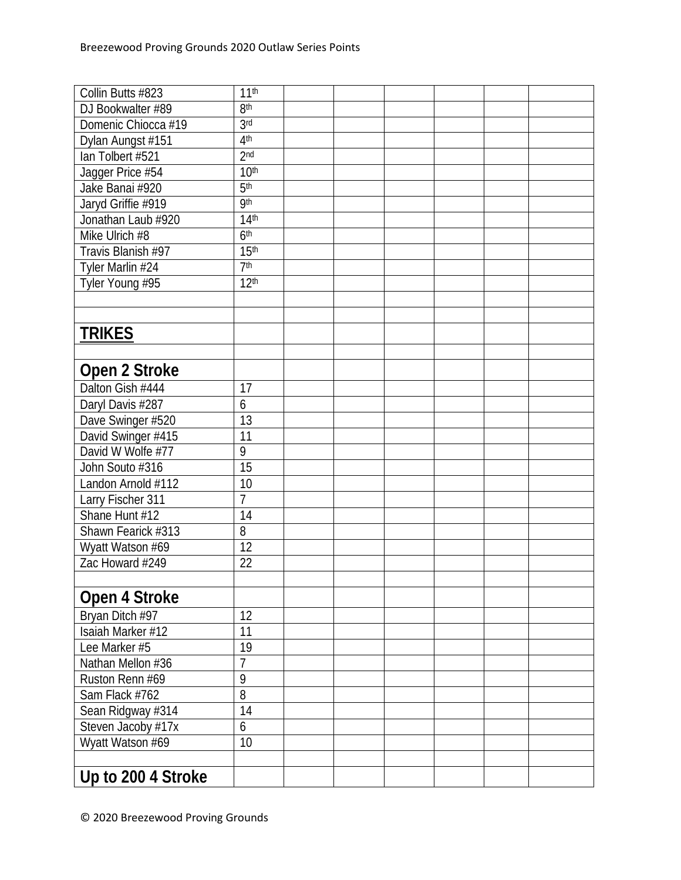| | | | | | | | |
|---|---|---|---|---|---|---|---|
| Collin Butts #823 | 11th | | | | | | |
| DJ Bookwalter #89 | 8th | | | | | | |
| Domenic Chiocca #19 | 3rd | | | | | | |
| Dylan Aungst #151 | 4th | | | | | | |
| Ian Tolbert #521 | 2nd | | | | | | |
| Jagger Price #54 | 10th | | | | | | |
| Jake Banai #920 | 5th | | | | | | |
| Jaryd Griffie #919 | 9th | | | | | | |
| Jonathan Laub #920 | 14th | | | | | | |
| Mike Ulrich #8 | 6th | | | | | | |
| Travis Blanish #97 | 15th | | | | | | |
| Tyler Marlin #24 | 7th | | | | | | |
| Tyler Young #95 | 12th | | | | | | |
| | | | | | | | |
| | | | | | | | |
| **TRIKES** | | | | | | | |
| | | | | | | | |
| **Open 2 Stroke** | | | | | | | |
| Dalton Gish #444 | 17 | | | | | | |
| Daryl Davis #287 | 6 | | | | | | |
| Dave Swinger #520 | 13 | | | | | | |
| David Swinger #415 | 11 | | | | | | |
| David W Wolfe #77 | 9 | | | | | | |
| John Souto #316 | 15 | | | | | | |
| Landon Arnold #112 | 10 | | | | | | |
| Larry Fischer 311 | 7 | | | | | | |
| Shane Hunt #12 | 14 | | | | | | |
| Shawn Fearick #313 | 8 | | | | | | |
| Wyatt Watson #69 | 12 | | | | | | |
| Zac Howard #249 | 22 | | | | | | |
| | | | | | | | |
| **Open 4 Stroke** | | | | | | | |
| Bryan Ditch #97 | 12 | | | | | | |
| Isaiah Marker #12 | 11 | | | | | | |
| Lee Marker #5 | 19 | | | | | | |
| Nathan Mellon #36 | 7 | | | | | | |
| Ruston Renn #69 | 9 | | | | | | |
| Sam Flack #762 | 8 | | | | | | |
| Sean Ridgway #314 | 14 | | | | | | |
| Steven Jacoby #17x | 6 | | | | | | |
| Wyatt Watson #69 | 10 | | | | | | |
| | | | | | | | |
| **Up to 200 4 Stroke** | | | | | | | |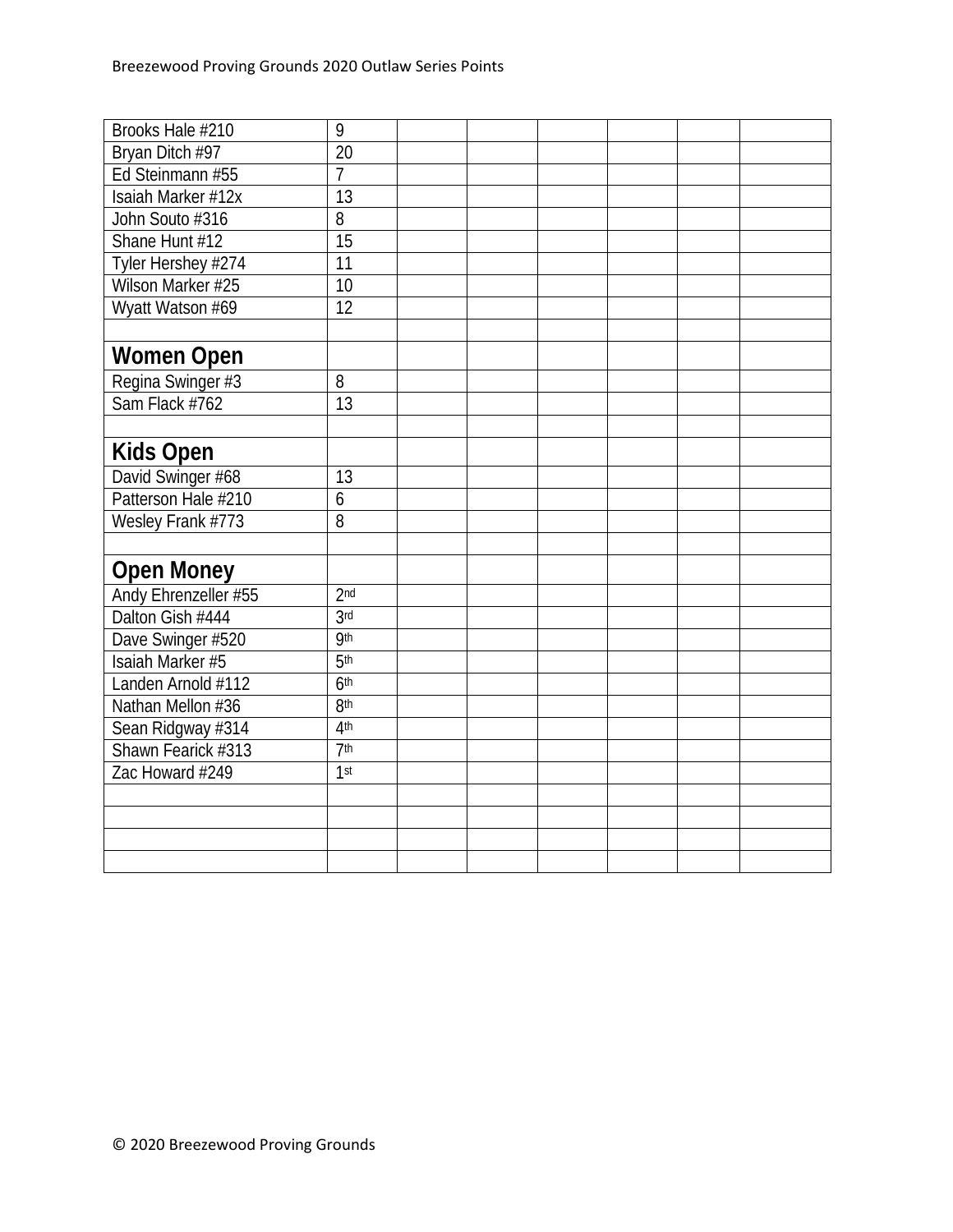| | | | | | | | |
|---|---|---|---|---|---|---|---|
| Brooks Hale #210 | 9 | | | | | | |
| Bryan Ditch #97 | 20 | | | | | | |
| Ed Steinmann #55 | 7 | | | | | | |
| Isaiah Marker #12x | 13 | | | | | | |
| John Souto #316 | 8 | | | | | | |
| Shane Hunt #12 | 15 | | | | | | |
| Tyler Hershey #274 | 11 | | | | | | |
| Wilson Marker #25 | 10 | | | | | | |
| Wyatt Watson #69 | 12 | | | | | | |
| | | | | | | | |
| **Women Open** | | | | | | | |
| Regina Swinger #3 | 8 | | | | | | |
| Sam Flack #762 | 13 | | | | | | |
| | | | | | | | |
| **Kids Open** | | | | | | | |
| David Swinger #68 | 13 | | | | | | |
| Patterson Hale #210 | 6 | | | | | | |
| Wesley Frank #773 | 8 | | | | | | |
| | | | | | | | |
| **Open Money** | | | | | | | |
| Andy Ehrenzeller #55 | 2nd | | | | | | |
| Dalton Gish #444 | 3rd | | | | | | |
| Dave Swinger #520 | 9th | | | | | | |
| Isaiah Marker #5 | 5th | | | | | | |
| Landen Arnold #112 | 6th | | | | | | |
| Nathan Mellon #36 | 8th | | | | | | |
| Sean Ridgway #314 | 4th | | | | | | |
| Shawn Fearick #313 | 7th | | | | | | |
| Zac Howard #249 | 1st | | | | | | |
| | | | | | | | |
| | | | | | | | |
| | | | | | | | |
| | | | | | | | |